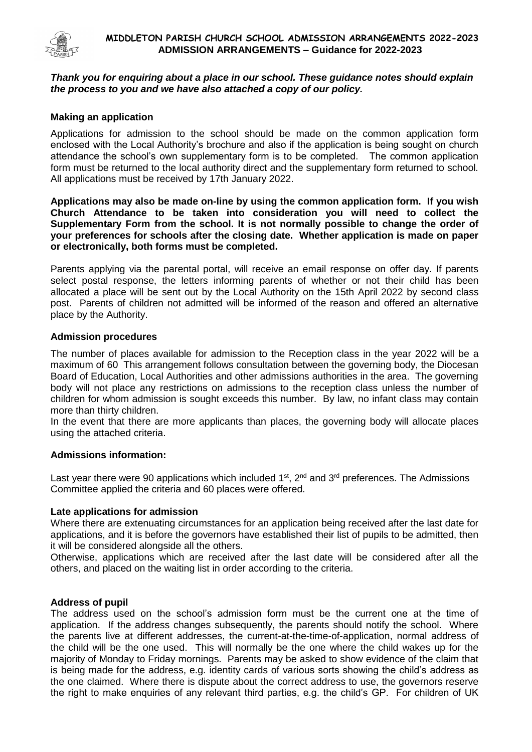**MIDDLETON PARISH CHURCH SCHOOL ADMISSION ARRANGEMENTS 2022-2023**
**ADMISSION ARRANGEMENTS – Guidance for 2022-2023**

***Thank you for enquiring about a place in our school. These guidance notes should explain the process to you and we have also attached a copy of our policy.***

**Making an application**

Applications for admission to the school should be made on the common application form enclosed with the Local Authority's brochure and also if the application is being sought on church attendance the school's own supplementary form is to be completed. The common application form must be returned to the local authority direct and the supplementary form returned to school. All applications must be received by 17th January 2022.

**Applications may also be made on-line by using the common application form. If you wish Church Attendance to be taken into consideration you will need to collect the Supplementary Form from the school. It is not normally possible to change the order of your preferences for schools after the closing date. Whether application is made on paper or electronically, both forms must be completed.**

Parents applying via the parental portal, will receive an email response on offer day. If parents select postal response, the letters informing parents of whether or not their child has been allocated a place will be sent out by the Local Authority on the 15th April 2022 by second class post. Parents of children not admitted will be informed of the reason and offered an alternative place by the Authority.

**Admission procedures**

The number of places available for admission to the Reception class in the year 2022 will be a maximum of 60 This arrangement follows consultation between the governing body, the Diocesan Board of Education, Local Authorities and other admissions authorities in the area. The governing body will not place any restrictions on admissions to the reception class unless the number of children for whom admission is sought exceeds this number. By law, no infant class may contain more than thirty children.

In the event that there are more applicants than places, the governing body will allocate places using the attached criteria.

**Admissions information:**

Last year there were 90 applications which included 1st, 2nd and 3rd preferences. The Admissions Committee applied the criteria and 60 places were offered.

**Late applications for admission**

Where there are extenuating circumstances for an application being received after the last date for applications, and it is before the governors have established their list of pupils to be admitted, then it will be considered alongside all the others.

Otherwise, applications which are received after the last date will be considered after all the others, and placed on the waiting list in order according to the criteria.

**Address of pupil**

The address used on the school's admission form must be the current one at the time of application. If the address changes subsequently, the parents should notify the school. Where the parents live at different addresses, the current-at-the-time-of-application, normal address of the child will be the one used. This will normally be the one where the child wakes up for the majority of Monday to Friday mornings. Parents may be asked to show evidence of the claim that is being made for the address, e.g. identity cards of various sorts showing the child's address as the one claimed. Where there is dispute about the correct address to use, the governors reserve the right to make enquiries of any relevant third parties, e.g. the child's GP. For children of UK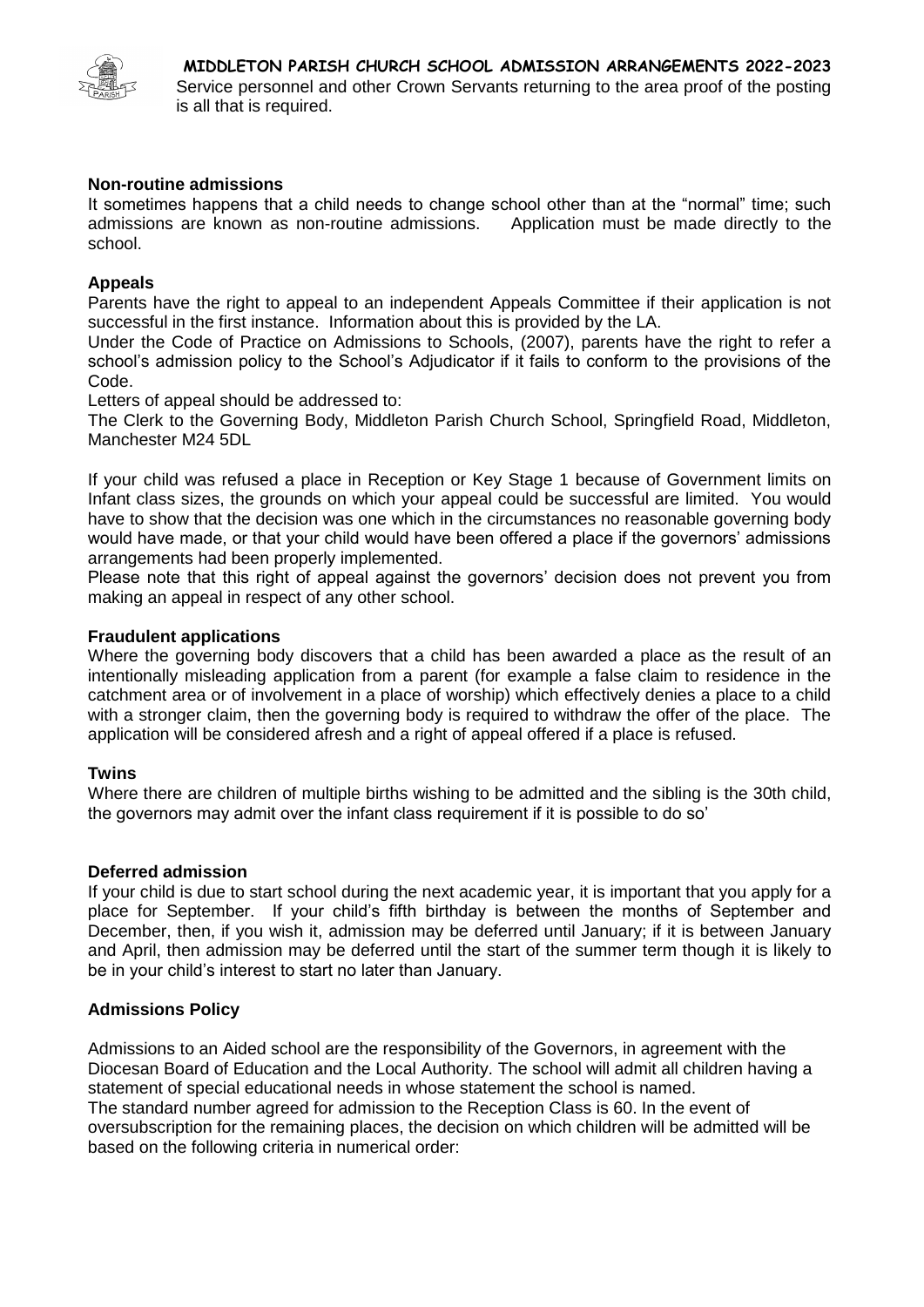Service personnel and other Crown Servants returning to the area proof of the posting is all that is required.

**Non-routine admissions**

It sometimes happens that a child needs to change school other than at the "normal" time; such admissions are known as non-routine admissions. Application must be made directly to the school.

**Appeals**

Parents have the right to appeal to an independent Appeals Committee if their application is not successful in the first instance. Information about this is provided by the LA.

Under the Code of Practice on Admissions to Schools, (2007), parents have the right to refer a school's admission policy to the School's Adjudicator if it fails to conform to the provisions of the Code.

Letters of appeal should be addressed to:

The Clerk to the Governing Body, Middleton Parish Church School, Springfield Road, Middleton, Manchester M24 5DL

If your child was refused a place in Reception or Key Stage 1 because of Government limits on Infant class sizes, the grounds on which your appeal could be successful are limited. You would have to show that the decision was one which in the circumstances no reasonable governing body would have made, or that your child would have been offered a place if the governors' admissions arrangements had been properly implemented.

Please note that this right of appeal against the governors' decision does not prevent you from making an appeal in respect of any other school.

**Fraudulent applications**

Where the governing body discovers that a child has been awarded a place as the result of an intentionally misleading application from a parent (for example a false claim to residence in the catchment area or of involvement in a place of worship) which effectively denies a place to a child with a stronger claim, then the governing body is required to withdraw the offer of the place. The application will be considered afresh and a right of appeal offered if a place is refused.

**Twins**

Where there are children of multiple births wishing to be admitted and the sibling is the 30th child, the governors may admit over the infant class requirement if it is possible to do so'

**Deferred admission**

If your child is due to start school during the next academic year, it is important that you apply for a place for September. If your child's fifth birthday is between the months of September and December, then, if you wish it, admission may be deferred until January; if it is between January and April, then admission may be deferred until the start of the summer term though it is likely to be in your child's interest to start no later than January.

**Admissions Policy**

Admissions to an Aided school are the responsibility of the Governors, in agreement with the Diocesan Board of Education and the Local Authority. The school will admit all children having a statement of special educational needs in whose statement the school is named.

The standard number agreed for admission to the Reception Class is 60. In the event of oversubscription for the remaining places, the decision on which children will be admitted will be based on the following criteria in numerical order: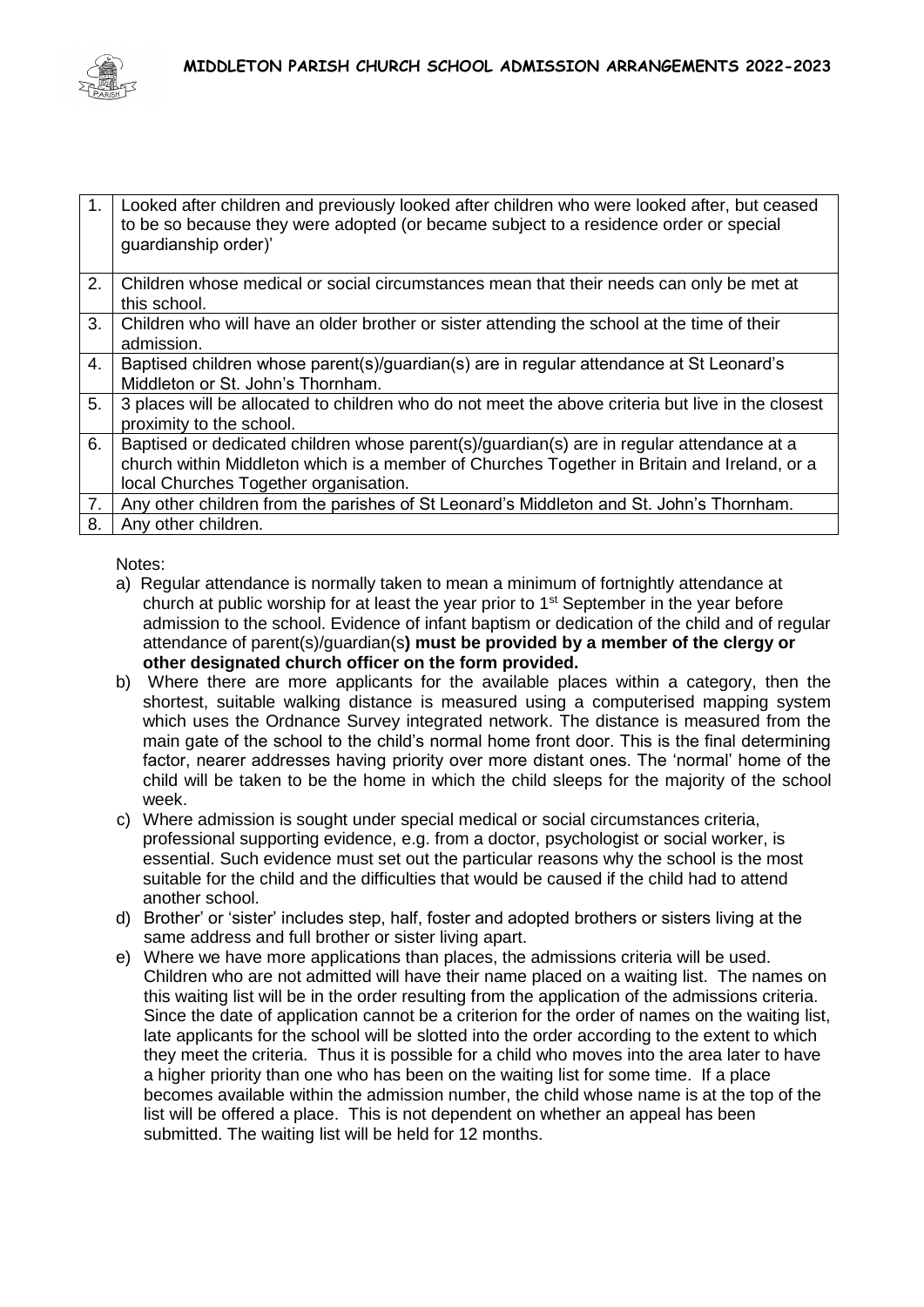| | |
|---|---|
| 1. | Looked after children and previously looked after children who were looked after, but ceased to be so because they were adopted (or became subject to a residence order or special guardianship order)' |
| 2. | Children whose medical or social circumstances mean that their needs can only be met at this school. |
| 3. | Children who will have an older brother or sister attending the school at the time of their admission. |
| 4. | Baptised children whose parent(s)/guardian(s) are in regular attendance at St Leonard's Middleton or St. John's Thornham. |
| 5. | 3 places will be allocated to children who do not meet the above criteria but live in the closest proximity to the school. |
| 6. | Baptised or dedicated children whose parent(s)/guardian(s) are in regular attendance at a church within Middleton which is a member of Churches Together in Britain and Ireland, or a local Churches Together organisation. |
| 7. | Any other children from the parishes of St Leonard's Middleton and St. John's Thornham. |
| 8. | Any other children. |

Notes:

a) Regular attendance is normally taken to mean a minimum of fortnightly attendance at church at public worship for at least the year prior to 1st September in the year before admission to the school. Evidence of infant baptism or dedication of the child and of regular attendance of parent(s)/guardian(s**) must be provided by a member of the clergy or other designated church officer on the form provided.**

b) Where there are more applicants for the available places within a category, then the shortest, suitable walking distance is measured using a computerised mapping system which uses the Ordnance Survey integrated network. The distance is measured from the main gate of the school to the child's normal home front door. This is the final determining factor, nearer addresses having priority over more distant ones. The 'normal' home of the child will be taken to be the home in which the child sleeps for the majority of the school week.

c) Where admission is sought under special medical or social circumstances criteria, professional supporting evidence, e.g. from a doctor, psychologist or social worker, is essential. Such evidence must set out the particular reasons why the school is the most suitable for the child and the difficulties that would be caused if the child had to attend another school.

d) Brother' or 'sister' includes step, half, foster and adopted brothers or sisters living at the same address and full brother or sister living apart.

e) Where we have more applications than places, the admissions criteria will be used. Children who are not admitted will have their name placed on a waiting list. The names on this waiting list will be in the order resulting from the application of the admissions criteria. Since the date of application cannot be a criterion for the order of names on the waiting list, late applicants for the school will be slotted into the order according to the extent to which they meet the criteria. Thus it is possible for a child who moves into the area later to have a higher priority than one who has been on the waiting list for some time. If a place becomes available within the admission number, the child whose name is at the top of the list will be offered a place. This is not dependent on whether an appeal has been submitted. The waiting list will be held for 12 months.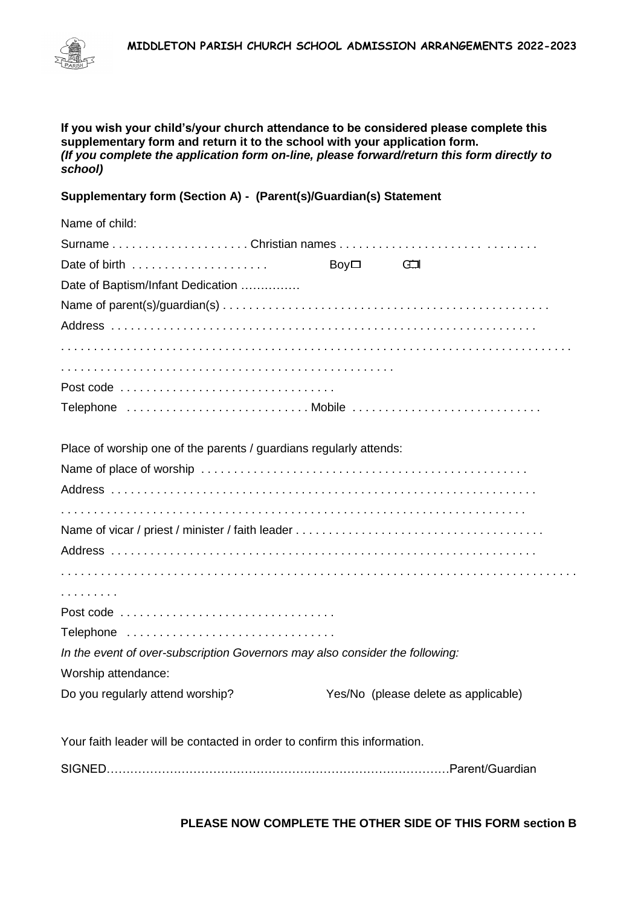**If you wish your child's/your church attendance to be considered please complete this supplementary form and return it to the school with your application form.**
***(If you complete the application form on-line, please forward/return this form directly to school)***

**Supplementary form (Section A) - (Parent(s)/Guardian(s) Statement**

Name of child:

Surname . . . . . . . . . . . . . . . . . . . . Christian names . . . . . . . . . . . . . . . . . . . . . . . . . . . . . . .

Date of birth . . . . . . . . . . . . . . . . . . . . Boy☐ Girl☐

Date of Baptism/Infant Dedication ……………

Name of parent(s)/guardian(s) . . . . . . . . . . . . . . . . . . . . . . . . . . . . . . . . . . . . . . . . . . . . . . . .

Address . . . . . . . . . . . . . . . . . . . . . . . . . . . . . . . . . . . . . . . . . . . . . . . . . . . . . . . . . . . . . . . .

. . . . . . . . . . . . . . . . . . . . . . . . . . . . . . . . . . . . . . . . . . . . . . . . . . . . . . . . . . . . . . . . . . . . . . . .

. . . . . . . . . . . . . . . . . . . . . . . . . . . . . . . . . . . . . . . . . . . . . . . . . .

Post code . . . . . . . . . . . . . . . . . . . . . . . . . . . . . . . .

Telephone . . . . . . . . . . . . . . . . . . . . . . . . . . . Mobile . . . . . . . . . . . . . . . . . . . . . . . . . . . . .

Place of worship one of the parents / guardians regularly attends:

Name of place of worship . . . . . . . . . . . . . . . . . . . . . . . . . . . . . . . . . . . . . . . . . . . . . . . . .

Address . . . . . . . . . . . . . . . . . . . . . . . . . . . . . . . . . . . . . . . . . . . . . . . . . . . . . . . . . . . . . . . .

. . . . . . . . . . . . . . . . . . . . . . . . . . . . . . . . . . . . . . . . . . . . . . . . . . . . . . . . . . . . . . . . . . . . . .

Name of vicar / priest / minister / faith leader . . . . . . . . . . . . . . . . . . . . . . . . . . . . . . . . . . . . .

Address . . . . . . . . . . . . . . . . . . . . . . . . . . . . . . . . . . . . . . . . . . . . . . . . . . . . . . . . . . . . . . . .

. . . . . . . . . . . . . . . . . . . . . . . . . . . . . . . . . . . . . . . . . . . . . . . . . . . . . . . . . . . . . . . . . . . . . . . . .

. . . . . . . . .

Post code . . . . . . . . . . . . . . . . . . . . . . . . . . . . . . . .

Telephone . . . . . . . . . . . . . . . . . . . . . . . . . . . . . . . .

*In the event of over-subscription Governors may also consider the following:*

Worship attendance:

Do you regularly attend worship? Yes/No (please delete as applicable)

Your faith leader will be contacted in order to confirm this information.

SIGNED…………………………………………………………………………Parent/Guardian

**PLEASE NOW COMPLETE THE OTHER SIDE OF THIS FORM section B**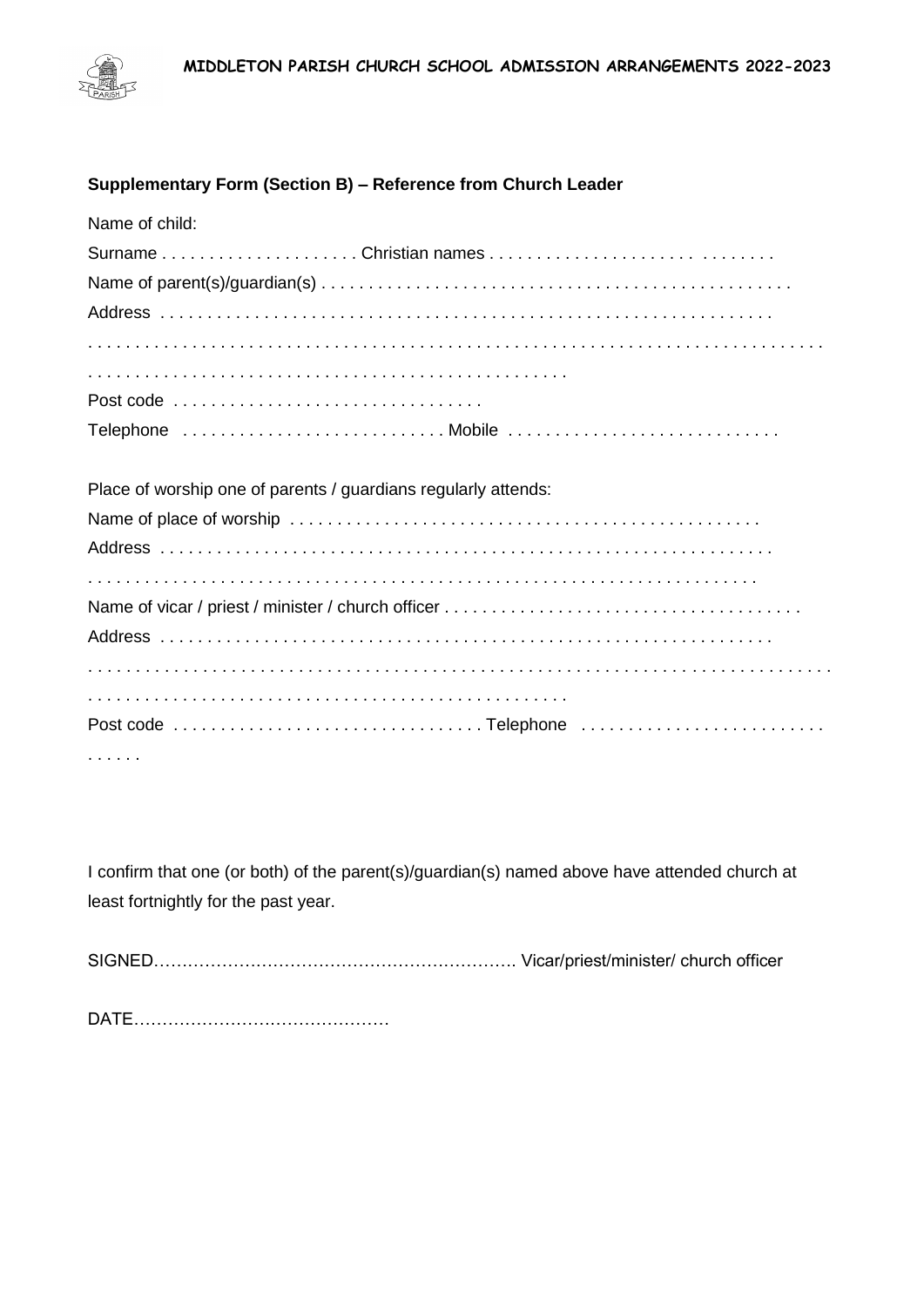**Supplementary Form (Section B) – Reference from Church Leader**

Name of child:

Surname . . . . . . . . . . . . . . . . . . . . Christian names . . . . . . . . . . . . . . . . . . . . . . . . . . . . . . . .

Name of parent(s)/guardian(s) . . . . . . . . . . . . . . . . . . . . . . . . . . . . . . . . . . . . . . . . . . . . . . . .

Address . . . . . . . . . . . . . . . . . . . . . . . . . . . . . . . . . . . . . . . . . . . . . . . . . . . . . . . . . . . . . .

. . . . . . . . . . . . . . . . . . . . . . . . . . . . . . . . . . . . . . . . . . . . . . . . . . . . . . . . . . . . . . . . . . . . . . . . . .

. . . . . . . . . . . . . . . . . . . . . . . . . . . . . . . . . . . . . . . . . . . . . .

Post code . . . . . . . . . . . . . . . . . . . . . . . . . . . . . . . .

Telephone . . . . . . . . . . . . . . . . . . . . . . . . . . . Mobile . . . . . . . . . . . . . . . . . . . . . . . . . . . . .

Place of worship one of parents / guardians regularly attends:

Name of place of worship . . . . . . . . . . . . . . . . . . . . . . . . . . . . . . . . . . . . . . . . . . . . . . . . .

Address . . . . . . . . . . . . . . . . . . . . . . . . . . . . . . . . . . . . . . . . . . . . . . . . . . . . . . . . . . . . . .

. . . . . . . . . . . . . . . . . . . . . . . . . . . . . . . . . . . . . . . . . . . . . . . . . . . . . . . . . . . . . . . . . . .

Name of vicar / priest / minister / church officer . . . . . . . . . . . . . . . . . . . . . . . . . . . . . . . . . . . . .

Address . . . . . . . . . . . . . . . . . . . . . . . . . . . . . . . . . . . . . . . . . . . . . . . . . . . . . . . . . . . . . .

. . . . . . . . . . . . . . . . . . . . . . . . . . . . . . . . . . . . . . . . . . . . . . . . . . . . . . . . . . . . . . . . . . . . . . . . . .

. . . . . . . . . . . . . . . . . . . . . . . . . . . . . . . . . . . . . . . . . . . . . .

Post code . . . . . . . . . . . . . . . . . . . . . . . . . . . . . . . Telephone . . . . . . . . . . . . . . . . . . . . . . . . . .

. . . . . .

I confirm that one (or both) of the parent(s)/guardian(s) named above have attended church at least fortnightly for the past year.

SIGNED……………………………………………………… Vicar/priest/minister/ church officer

DATE………………………………………